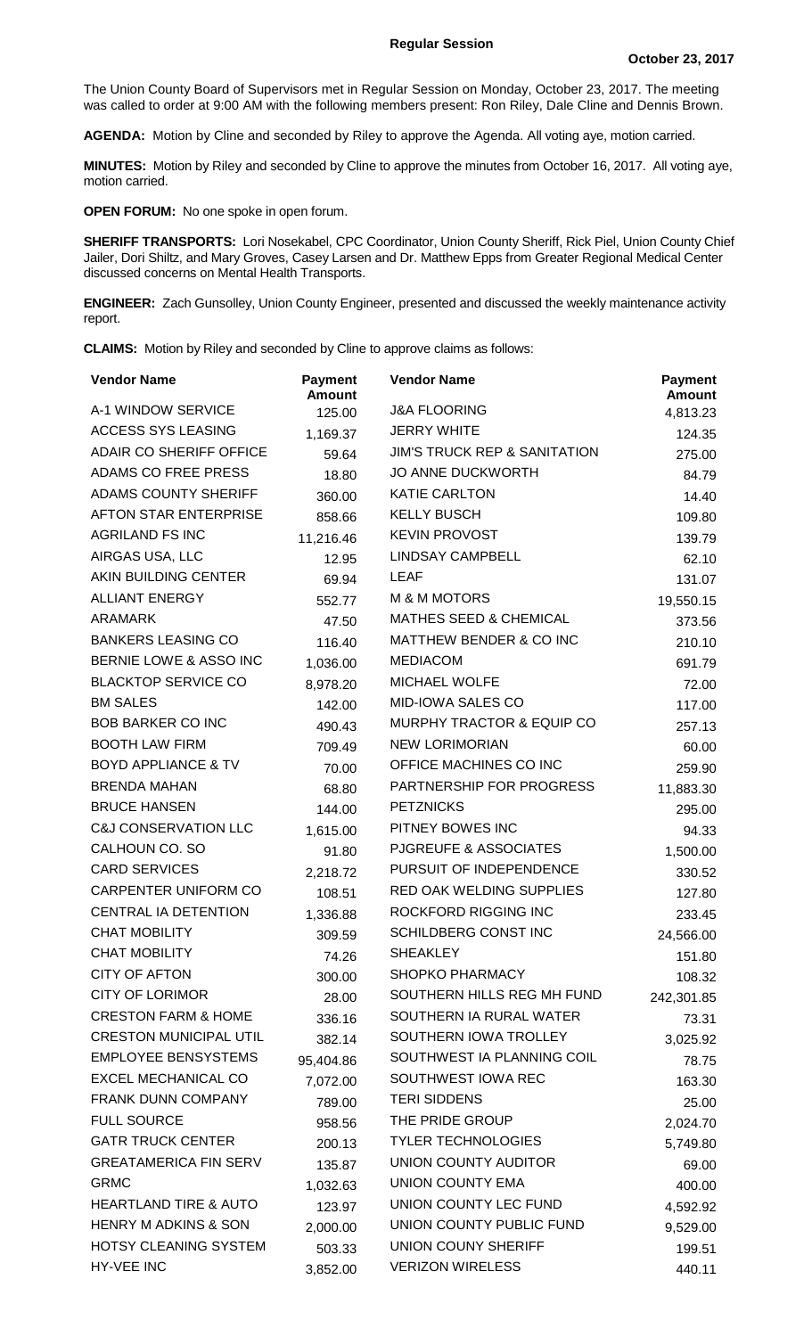**Regular Session**

**October 23, 2017**

The Union County Board of Supervisors met in Regular Session on Monday, October 23, 2017. The meeting was called to order at 9:00 AM with the following members present: Ron Riley, Dale Cline and Dennis Brown.

**AGENDA:** Motion by Cline and seconded by Riley to approve the Agenda. All voting aye, motion carried.

**MINUTES:** Motion by Riley and seconded by Cline to approve the minutes from October 16, 2017. All voting aye, motion carried.

**OPEN FORUM:** No one spoke in open forum.

**SHERIFF TRANSPORTS:** Lori Nosekabel, CPC Coordinator, Union County Sheriff, Rick Piel, Union County Chief Jailer, Dori Shiltz, and Mary Groves, Casey Larsen and Dr. Matthew Epps from Greater Regional Medical Center discussed concerns on Mental Health Transports.

**ENGINEER:** Zach Gunsolley, Union County Engineer, presented and discussed the weekly maintenance activity report.

**CLAIMS:** Motion by Riley and seconded by Cline to approve claims as follows:

| Vendor Name | Payment Amount | Vendor Name | Payment Amount |
|---|---|---|---|
| A-1 WINDOW SERVICE | 125.00 | J&A FLOORING | 4,813.23 |
| ACCESS SYS LEASING | 1,169.37 | JERRY WHITE | 124.35 |
| ADAIR CO SHERIFF OFFICE | 59.64 | JIM'S TRUCK REP & SANITATION | 275.00 |
| ADAMS CO FREE PRESS | 18.80 | JO ANNE DUCKWORTH | 84.79 |
| ADAMS COUNTY SHERIFF | 360.00 | KATIE CARLTON | 14.40 |
| AFTON STAR ENTERPRISE | 858.66 | KELLY BUSCH | 109.80 |
| AGRILAND FS INC | 11,216.46 | KEVIN PROVOST | 139.79 |
| AIRGAS USA, LLC | 12.95 | LINDSAY CAMPBELL | 62.10 |
| AKIN BUILDING CENTER | 69.94 | LEAF | 131.07 |
| ALLIANT ENERGY | 552.77 | M & M MOTORS | 19,550.15 |
| ARAMARK | 47.50 | MATHES SEED & CHEMICAL | 373.56 |
| BANKERS LEASING CO | 116.40 | MATTHEW BENDER & CO INC | 210.10 |
| BERNIE LOWE & ASSO INC | 1,036.00 | MEDIACOM | 691.79 |
| BLACKTOP SERVICE CO | 8,978.20 | MICHAEL WOLFE | 72.00 |
| BM SALES | 142.00 | MID-IOWA SALES CO | 117.00 |
| BOB BARKER CO INC | 490.43 | MURPHY TRACTOR & EQUIP CO | 257.13 |
| BOOTH LAW FIRM | 709.49 | NEW LORIMORIAN | 60.00 |
| BOYD APPLIANCE & TV | 70.00 | OFFICE MACHINES CO INC | 259.90 |
| BRENDA MAHAN | 68.80 | PARTNERSHIP FOR PROGRESS | 11,883.30 |
| BRUCE HANSEN | 144.00 | PETZNICKS | 295.00 |
| C&J CONSERVATION LLC | 1,615.00 | PITNEY BOWES INC | 94.33 |
| CALHOUN CO. SO | 91.80 | PJGREUFE & ASSOCIATES | 1,500.00 |
| CARD SERVICES | 2,218.72 | PURSUIT OF INDEPENDENCE | 330.52 |
| CARPENTER UNIFORM CO | 108.51 | RED OAK WELDING SUPPLIES | 127.80 |
| CENTRAL IA DETENTION | 1,336.88 | ROCKFORD RIGGING INC | 233.45 |
| CHAT MOBILITY | 309.59 | SCHILDBERG CONST INC | 24,566.00 |
| CHAT MOBILITY | 74.26 | SHEAKLEY | 151.80 |
| CITY OF AFTON | 300.00 | SHOPKO PHARMACY | 108.32 |
| CITY OF LORIMOR | 28.00 | SOUTHERN HILLS REG MH FUND | 242,301.85 |
| CRESTON FARM & HOME | 336.16 | SOUTHERN IA RURAL WATER | 73.31 |
| CRESTON MUNICIPAL UTIL | 382.14 | SOUTHERN IOWA TROLLEY | 3,025.92 |
| EMPLOYEE BENSYSTEMS | 95,404.86 | SOUTHWEST IA PLANNING COIL | 78.75 |
| EXCEL MECHANICAL CO | 7,072.00 | SOUTHWEST IOWA REC | 163.30 |
| FRANK DUNN COMPANY | 789.00 | TERI SIDDENS | 25.00 |
| FULL SOURCE | 958.56 | THE PRIDE GROUP | 2,024.70 |
| GATR TRUCK CENTER | 200.13 | TYLER TECHNOLOGIES | 5,749.80 |
| GREATAMERICA FIN SERV | 135.87 | UNION COUNTY AUDITOR | 69.00 |
| GRMC | 1,032.63 | UNION COUNTY EMA | 400.00 |
| HEARTLAND TIRE & AUTO | 123.97 | UNION COUNTY LEC FUND | 4,592.92 |
| HENRY M ADKINS & SON | 2,000.00 | UNION COUNTY PUBLIC FUND | 9,529.00 |
| HOTSY CLEANING SYSTEM | 503.33 | UNION COUNY SHERIFF | 199.51 |
| HY-VEE INC | 3,852.00 | VERIZON WIRELESS | 440.11 |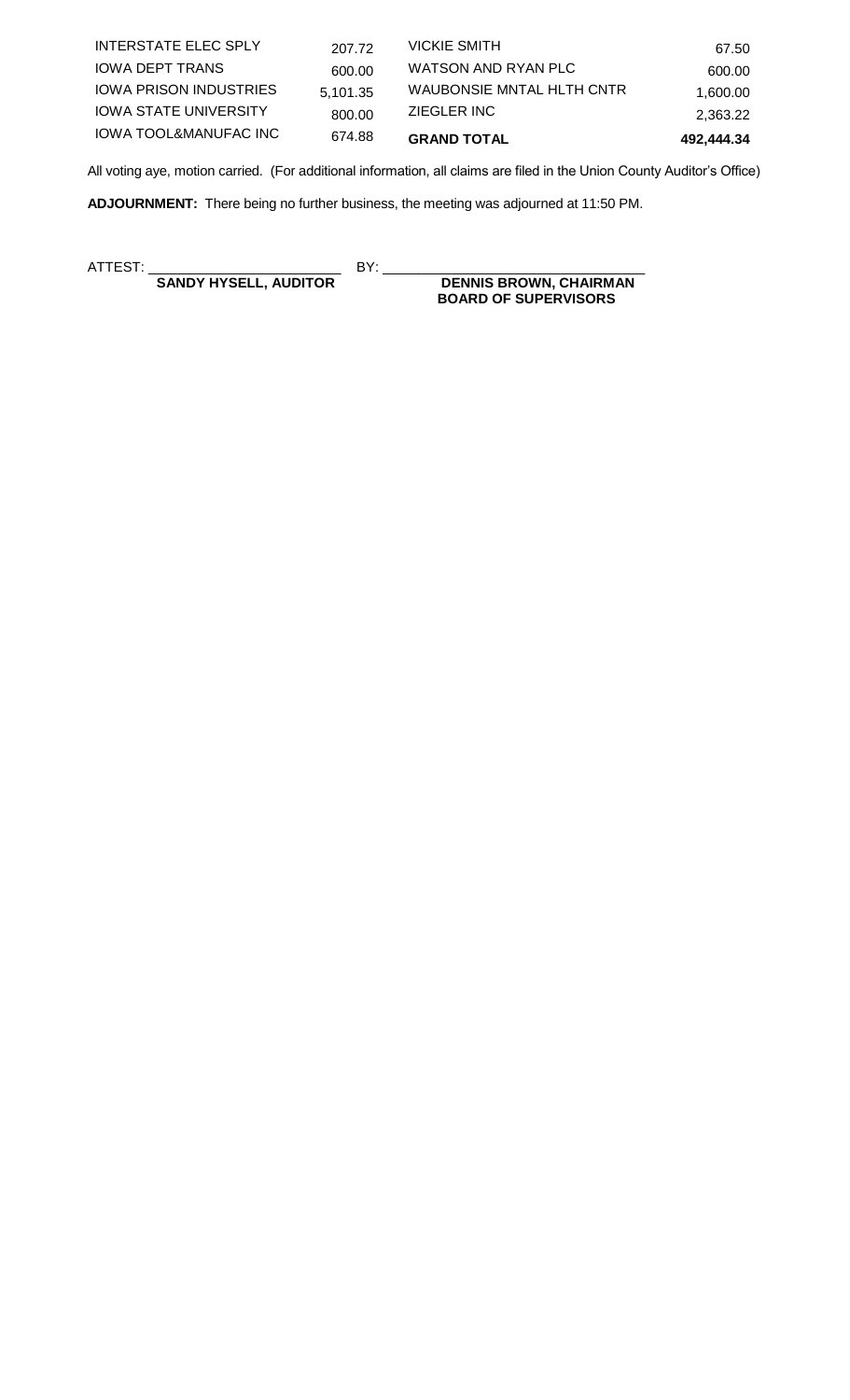| | | | |
|---|---|---|---|
| INTERSTATE ELEC SPLY | 207.72 | VICKIE SMITH | 67.50 |
| IOWA DEPT TRANS | 600.00 | WATSON AND RYAN PLC | 600.00 |
| IOWA PRISON INDUSTRIES | 5,101.35 | WAUBONSIE MNTAL HLTH CNTR | 1,600.00 |
| IOWA STATE UNIVERSITY | 800.00 | ZIEGLER INC | 2,363.22 |
| IOWA TOOL&MANUFAC INC | 674.88 | **GRAND TOTAL** | **492,444.34** |

All voting aye, motion carried. (For additional information, all claims are filed in the Union County Auditor's Office)

**ADJOURNMENT:** There being no further business, the meeting was adjourned at 11:50 PM.

ATTEST: ________________________ BY: ______________________________

**SANDY HYSELL, AUDITOR** **DENNIS BROWN, CHAIRMAN**
**BOARD OF SUPERVISORS**